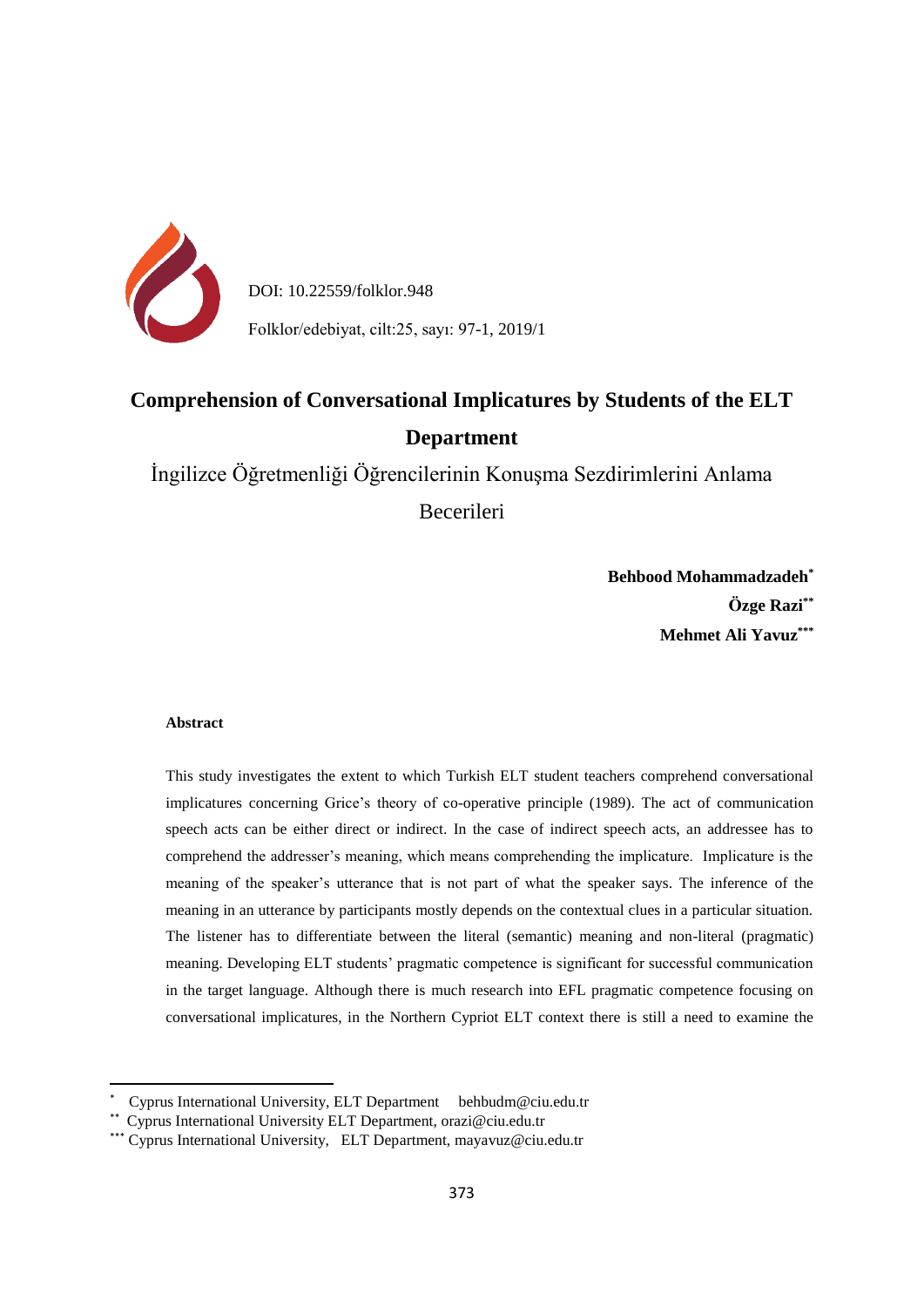DOI: 10.22559/folklor.948

Folklor/edebiyat, cilt:25, sayı: 97-1, 2019/1

# Comprehension of Conversational Implicatures by Students of the ELT Department

İngilizce Öğretmenliği Öğrencilerinin Konuşma Sezdirimlerini Anlama Becerileri

**Behbood Mohammadzadeh**[*]
**Özge Razi**[**]
**Mehmet Ali Yavuz**[***]

**Abstract**

This study investigates the extent to which Turkish ELT student teachers comprehend conversational implicatures concerning Grice's theory of co-operative principle (1989). The act of communication speech acts can be either direct or indirect. In the case of indirect speech acts, an addressee has to comprehend the addresser's meaning, which means comprehending the implicature. Implicature is the meaning of the speaker's utterance that is not part of what the speaker says. The inference of the meaning in an utterance by participants mostly depends on the contextual clues in a particular situation. The listener has to differentiate between the literal (semantic) meaning and non-literal (pragmatic) meaning. Developing ELT students' pragmatic competence is significant for successful communication in the target language. Although there is much research into EFL pragmatic competence focusing on conversational implicatures, in the Northern Cypriot ELT context there is still a need to examine the

[*] Cyprus International University, ELT Department behbudm@ciu.edu.tr
[**] Cyprus International University ELT Department, orazi@ciu.edu.tr
[***] Cyprus International University, ELT Department, mayavuz@ciu.edu.tr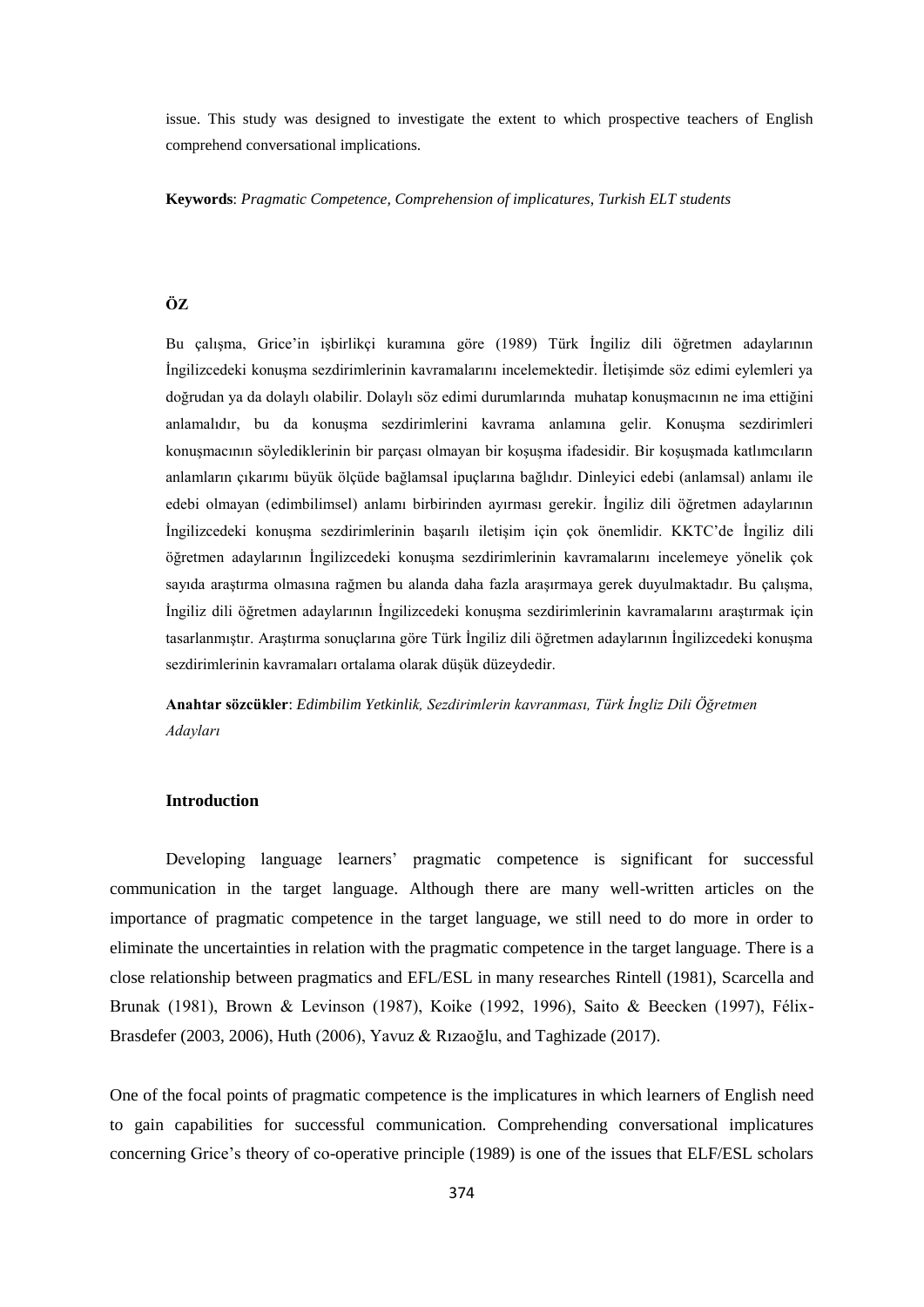issue. This study was designed to investigate the extent to which prospective teachers of English comprehend conversational implications.

**Keywords**: *Pragmatic Competence, Comprehension of implicatures, Turkish ELT students*

## ÖZ

Bu çalışma, Grice'in işbirlikçi kuramına göre (1989) Türk İngiliz dili öğretmen adaylarının İngilizcedeki konuşma sezdirimlerinin kavramalarını incelemektedir. İletişimde söz edimi eylemleri ya doğrudan ya da dolaylı olabilir. Dolaylı söz edimi durumlarında muhatap konuşmacının ne ima ettiğini anlamalıdır, bu da konuşma sezdirimlerini kavrama anlamına gelir. Konuşma sezdirimleri konuşmacının söylediklerinin bir parçası olmayan bir koşuşma ifadesidir. Bir koşuşmada katlımcıların anlamların çıkarımı büyük ölçüde bağlamsal ipuçlarına bağlıdır. Dinleyici edebi (anlamsal) anlamı ile edebi olmayan (edimbilimsel) anlamı birbirinden ayırması gerekir. İngiliz dili öğretmen adaylarının İngilizcedeki konuşma sezdirimlerinin başarılı iletişim için çok önemlidir. KKTC'de İngiliz dili öğretmen adaylarının İngilizcedeki konuşma sezdirimlerinin kavramalarını incelemeye yönelik çok sayıda araştırma olmasına rağmen bu alanda daha fazla araşırmaya gerek duyulmaktadır. Bu çalışma, İngiliz dili öğretmen adaylarının İngilizcedeki konuşma sezdirimlerinin kavramalarını araştırmak için tasarlanmıştır. Araştırma sonuçlarına göre Türk İngiliz dili öğretmen adaylarının İngilizcedeki konuşma sezdirimlerinin kavramaları ortalama olarak düşük düzeydedir.

**Anahtar sözcükler**: *Edimbilim Yetkinlik, Sezdirimlerin kavranması, Türk İngliz Dili Öğretmen Adayları*

## Introduction

Developing language learners' pragmatic competence is significant for successful communication in the target language. Although there are many well-written articles on the importance of pragmatic competence in the target language, we still need to do more in order to eliminate the uncertainties in relation with the pragmatic competence in the target language. There is a close relationship between pragmatics and EFL/ESL in many researches Rintell (1981), Scarcella and Brunak (1981), Brown & Levinson (1987), Koike (1992, 1996), Saito & Beecken (1997), Félix-Brasdefer (2003, 2006), Huth (2006), Yavuz & Rızaoğlu, and Taghizade (2017).

One of the focal points of pragmatic competence is the implicatures in which learners of English need to gain capabilities for successful communication. Comprehending conversational implicatures concerning Grice's theory of co-operative principle (1989) is one of the issues that ELF/ESL scholars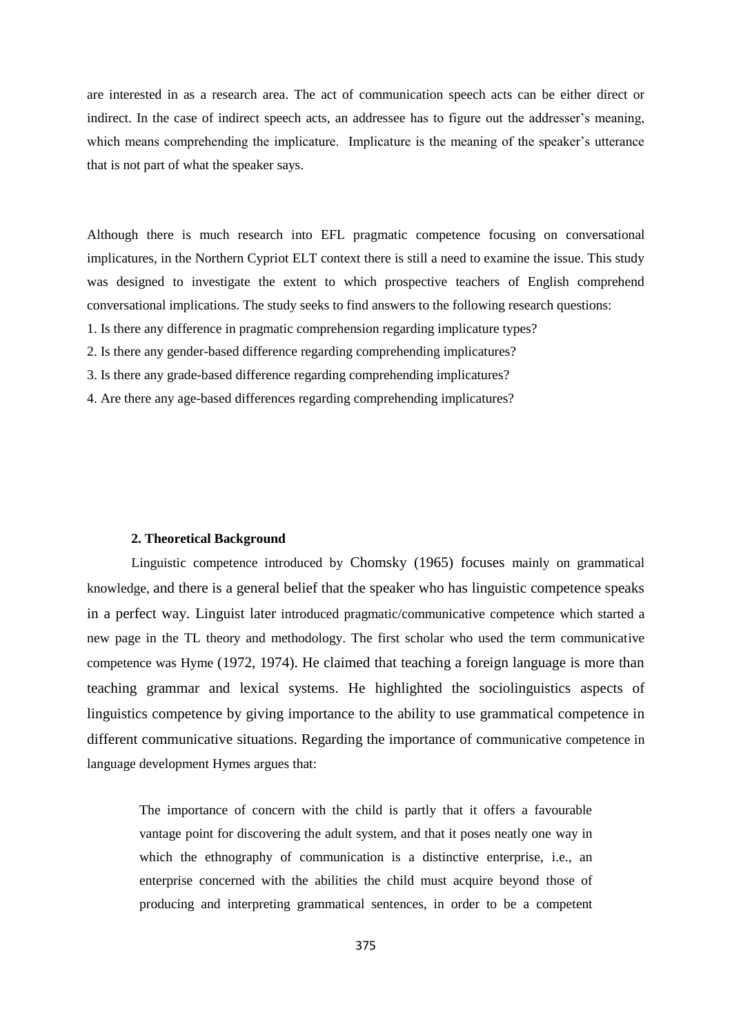are interested in as a research area. The act of communication speech acts can be either direct or indirect. In the case of indirect speech acts, an addressee has to figure out the addresser's meaning, which means comprehending the implicature. Implicature is the meaning of the speaker's utterance that is not part of what the speaker says.

Although there is much research into EFL pragmatic competence focusing on conversational implicatures, in the Northern Cypriot ELT context there is still a need to examine the issue. This study was designed to investigate the extent to which prospective teachers of English comprehend conversational implications. The study seeks to find answers to the following research questions:

1. Is there any difference in pragmatic comprehension regarding implicature types?
2. Is there any gender-based difference regarding comprehending implicatures?
3. Is there any grade-based difference regarding comprehending implicatures?
4. Are there any age-based differences regarding comprehending implicatures?

## 2. Theoretical Background

Linguistic competence introduced by Chomsky (1965) focuses mainly on grammatical knowledge, and there is a general belief that the speaker who has linguistic competence speaks in a perfect way. Linguist later introduced pragmatic/communicative competence which started a new page in the TL theory and methodology. The first scholar who used the term communicative competence was Hyme (1972, 1974). He claimed that teaching a foreign language is more than teaching grammar and lexical systems. He highlighted the sociolinguistics aspects of linguistics competence by giving importance to the ability to use grammatical competence in different communicative situations. Regarding the importance of communicative competence in language development Hymes argues that:

> The importance of concern with the child is partly that it offers a favourable vantage point for discovering the adult system, and that it poses neatly one way in which the ethnography of communication is a distinctive enterprise, i.e., an enterprise concerned with the abilities the child must acquire beyond those of producing and interpreting grammatical sentences, in order to be a competent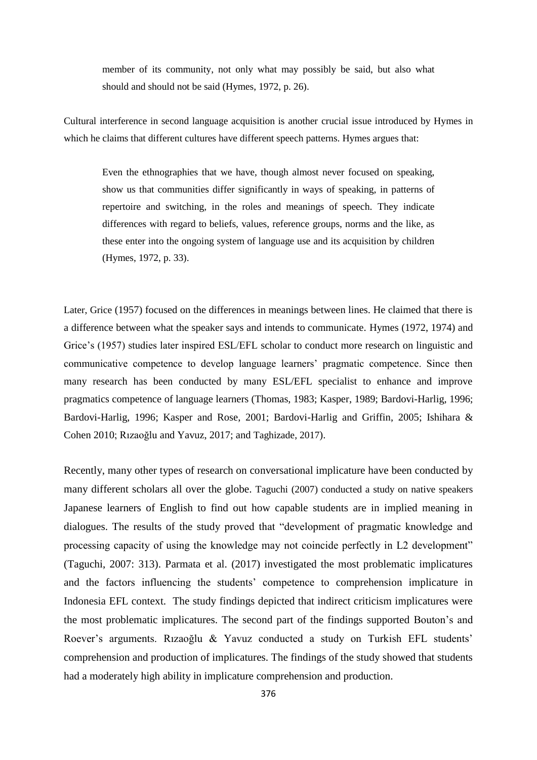> member of its community, not only what may possibly be said, but also what should and should not be said (Hymes, 1972, p. 26).

Cultural interference in second language acquisition is another crucial issue introduced by Hymes in which he claims that different cultures have different speech patterns. Hymes argues that:

> Even the ethnographies that we have, though almost never focused on speaking, show us that communities differ significantly in ways of speaking, in patterns of repertoire and switching, in the roles and meanings of speech. They indicate differences with regard to beliefs, values, reference groups, norms and the like, as these enter into the ongoing system of language use and its acquisition by children (Hymes, 1972, p. 33).

Later, Grice (1957) focused on the differences in meanings between lines. He claimed that there is a difference between what the speaker says and intends to communicate. Hymes (1972, 1974) and Grice's (1957) studies later inspired ESL/EFL scholar to conduct more research on linguistic and communicative competence to develop language learners' pragmatic competence. Since then many research has been conducted by many ESL/EFL specialist to enhance and improve pragmatics competence of language learners (Thomas, 1983; Kasper, 1989; Bardovi-Harlig, 1996; Bardovi-Harlig, 1996; Kasper and Rose, 2001; Bardovi-Harlig and Griffin, 2005; Ishihara & Cohen 2010; Rızaoğlu and Yavuz, 2017; and Taghizade, 2017).

Recently, many other types of research on conversational implicature have been conducted by many different scholars all over the globe. Taguchi (2007) conducted a study on native speakers Japanese learners of English to find out how capable students are in implied meaning in dialogues. The results of the study proved that "development of pragmatic knowledge and processing capacity of using the knowledge may not coincide perfectly in L2 development" (Taguchi, 2007: 313). Parmata et al. (2017) investigated the most problematic implicatures and the factors influencing the students' competence to comprehension implicature in Indonesia EFL context. The study findings depicted that indirect criticism implicatures were the most problematic implicatures. The second part of the findings supported Bouton's and Roever's arguments. Rızaoğlu & Yavuz conducted a study on Turkish EFL students' comprehension and production of implicatures. The findings of the study showed that students had a moderately high ability in implicature comprehension and production.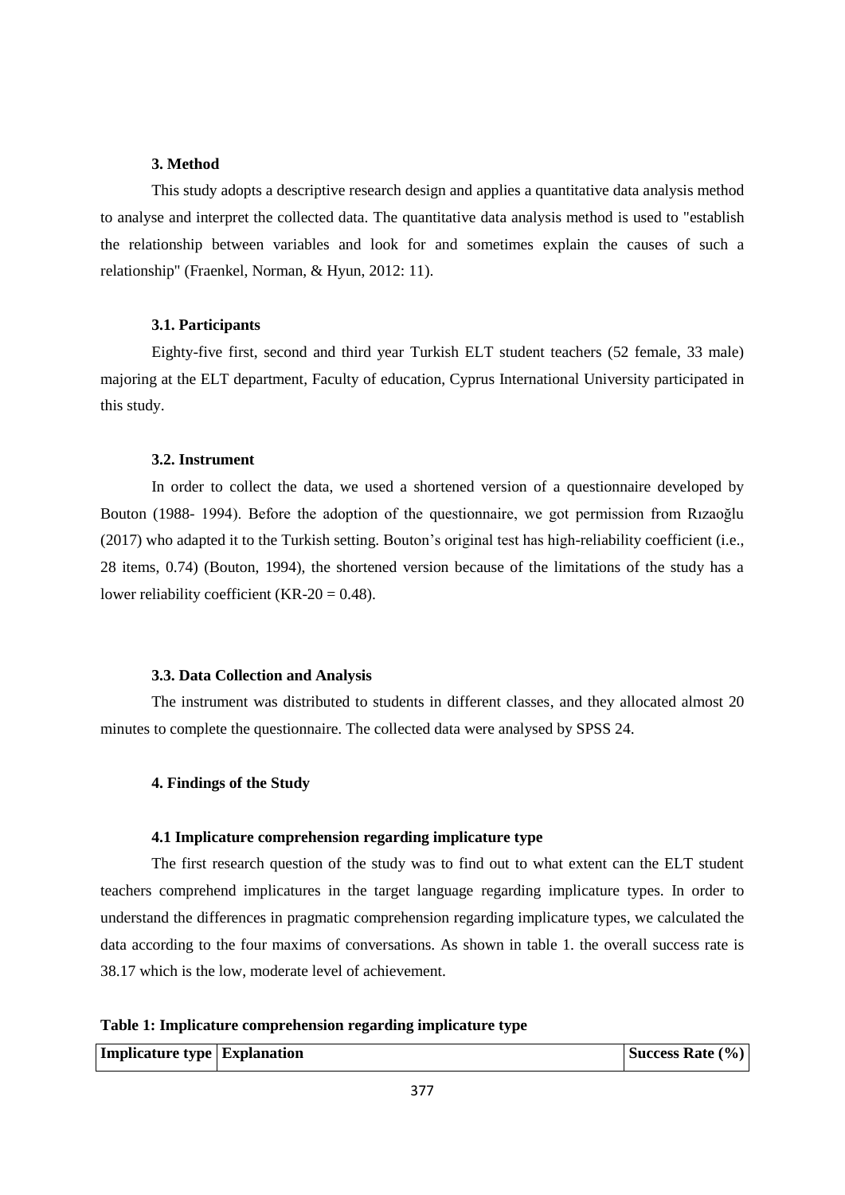### 3. Method

This study adopts a descriptive research design and applies a quantitative data analysis method to analyse and interpret the collected data. The quantitative data analysis method is used to "establish the relationship between variables and look for and sometimes explain the causes of such a relationship" (Fraenkel, Norman, & Hyun, 2012: 11).

#### 3.1. Participants

Eighty-five first, second and third year Turkish ELT student teachers (52 female, 33 male) majoring at the ELT department, Faculty of education, Cyprus International University participated in this study.

#### 3.2. Instrument

In order to collect the data, we used a shortened version of a questionnaire developed by Bouton (1988- 1994). Before the adoption of the questionnaire, we got permission from Rızaoğlu (2017) who adapted it to the Turkish setting. Bouton's original test has high-reliability coefficient (i.e., 28 items, 0.74) (Bouton, 1994), the shortened version because of the limitations of the study has a lower reliability coefficient (KR-20 = 0.48).

#### 3.3. Data Collection and Analysis

The instrument was distributed to students in different classes, and they allocated almost 20 minutes to complete the questionnaire. The collected data were analysed by SPSS 24.

### 4. Findings of the Study

#### 4.1 Implicature comprehension regarding implicature type

The first research question of the study was to find out to what extent can the ELT student teachers comprehend implicatures in the target language regarding implicature types. In order to understand the differences in pragmatic comprehension regarding implicature types, we calculated the data according to the four maxims of conversations. As shown in table 1. the overall success rate is 38.17 which is the low, moderate level of achievement.

**Table 1: Implicature comprehension regarding implicature type**

| Implicature type | Explanation | Success Rate (%) |
| --- | --- | --- |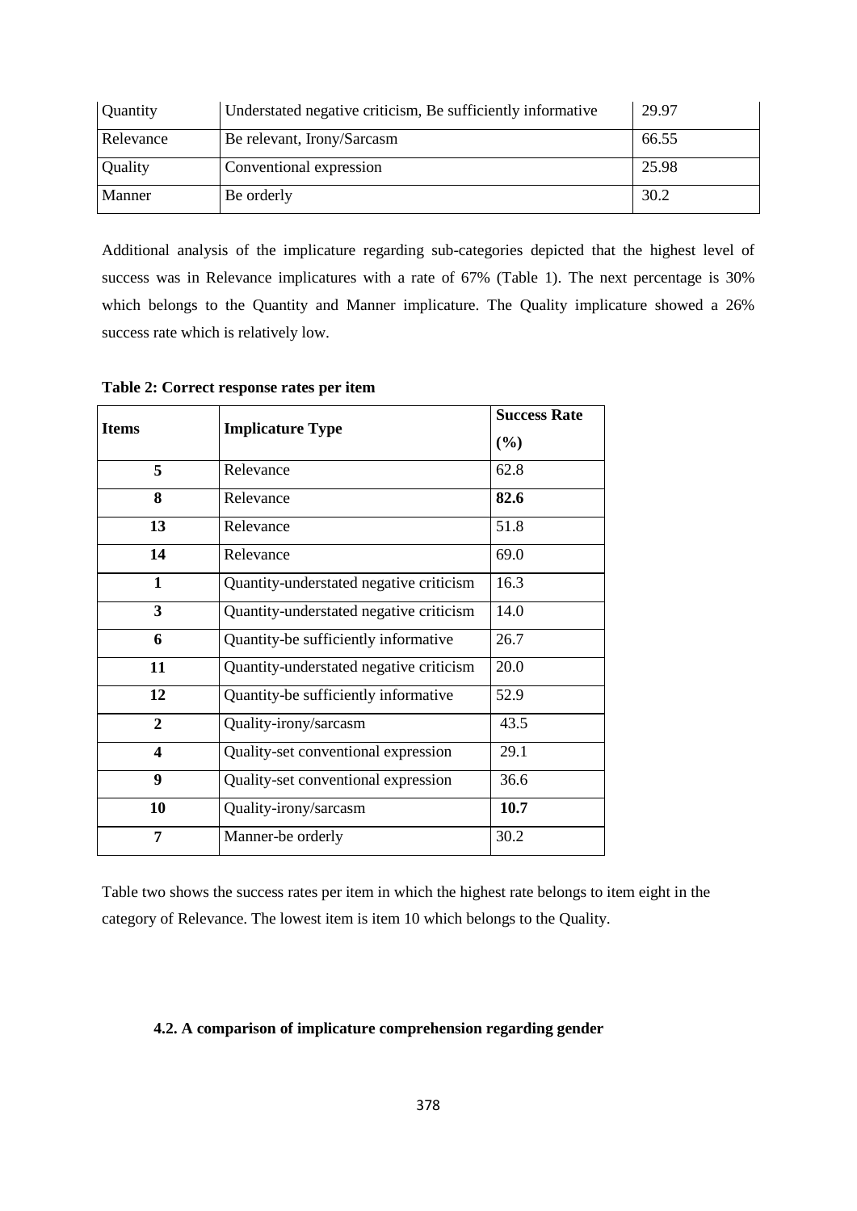| Quantity | Understated negative criticism, Be sufficiently informative | 29.97 |
|---|---|---|
| Relevance | Be relevant, Irony/Sarcasm | 66.55 |
| Quality | Conventional expression | 25.98 |
| Manner | Be orderly | 30.2 |

Additional analysis of the implicature regarding sub-categories depicted that the highest level of success was in Relevance implicatures with a rate of 67% (Table 1). The next percentage is 30% which belongs to the Quantity and Manner implicature. The Quality implicature showed a 26% success rate which is relatively low.

**Table 2: Correct response rates per item**

| **Items** | **Implicature Type** | **Success Rate (%)** |
|---|---|---|
| **5** | Relevance | 62.8 |
| **8** | Relevance | **82.6** |
| **13** | Relevance | 51.8 |
| **14** | Relevance | 69.0 |
| **1** | Quantity-understated negative criticism | 16.3 |
| **3** | Quantity-understated negative criticism | 14.0 |
| **6** | Quantity-be sufficiently informative | 26.7 |
| **11** | Quantity-understated negative criticism | 20.0 |
| **12** | Quantity-be sufficiently informative | 52.9 |
| **2** | Quality-irony/sarcasm | 43.5 |
| **4** | Quality-set conventional expression | 29.1 |
| **9** | Quality-set conventional expression | 36.6 |
| **10** | Quality-irony/sarcasm | **10.7** |
| **7** | Manner-be orderly | 30.2 |

Table two shows the success rates per item in which the highest rate belongs to item eight in the category of Relevance. The lowest item is item 10 which belongs to the Quality.

### 4.2. A comparison of implicature comprehension regarding gender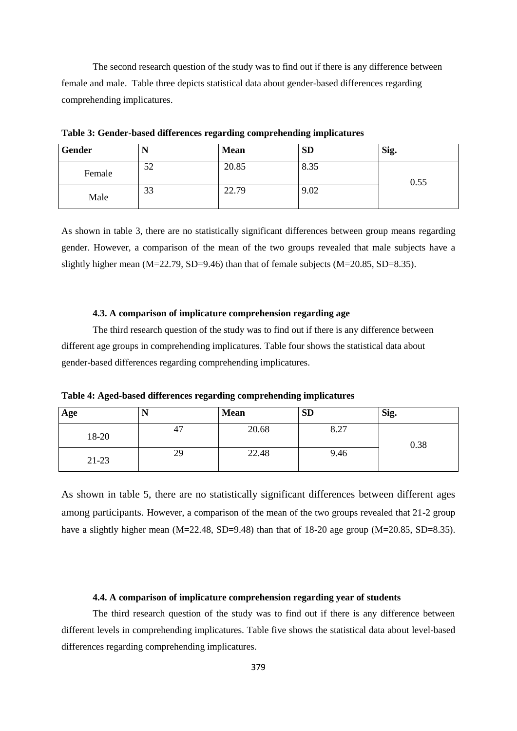The second research question of the study was to find out if there is any difference between female and male. Table three depicts statistical data about gender-based differences regarding comprehending implicatures.

**Table 3: Gender-based differences regarding comprehending implicatures**

| Gender | N | Mean | SD | Sig. |
|---|---|---|---|---|
| Female | 52 | 20.85 | 8.35 | 0.55 |
| Male | 33 | 22.79 | 9.02 | |

As shown in table 3, there are no statistically significant differences between group means regarding gender. However, a comparison of the mean of the two groups revealed that male subjects have a slightly higher mean (M=22.79, SD=9.46) than that of female subjects (M=20.85, SD=8.35).

#### 4.3. A comparison of implicature comprehension regarding age

The third research question of the study was to find out if there is any difference between different age groups in comprehending implicatures. Table four shows the statistical data about gender-based differences regarding comprehending implicatures.

**Table 4: Aged-based differences regarding comprehending implicatures**

| Age | N | Mean | SD | Sig. |
|---|---|---|---|---|
| 18-20 | 47 | 20.68 | 8.27 | 0.38 |
| 21-23 | 29 | 22.48 | 9.46 | |

As shown in table 5, there are no statistically significant differences between different ages among participants. However, a comparison of the mean of the two groups revealed that 21-2 group have a slightly higher mean (M=22.48, SD=9.48) than that of 18-20 age group (M=20.85, SD=8.35).

#### 4.4. A comparison of implicature comprehension regarding year of students

The third research question of the study was to find out if there is any difference between different levels in comprehending implicatures. Table five shows the statistical data about level-based differences regarding comprehending implicatures.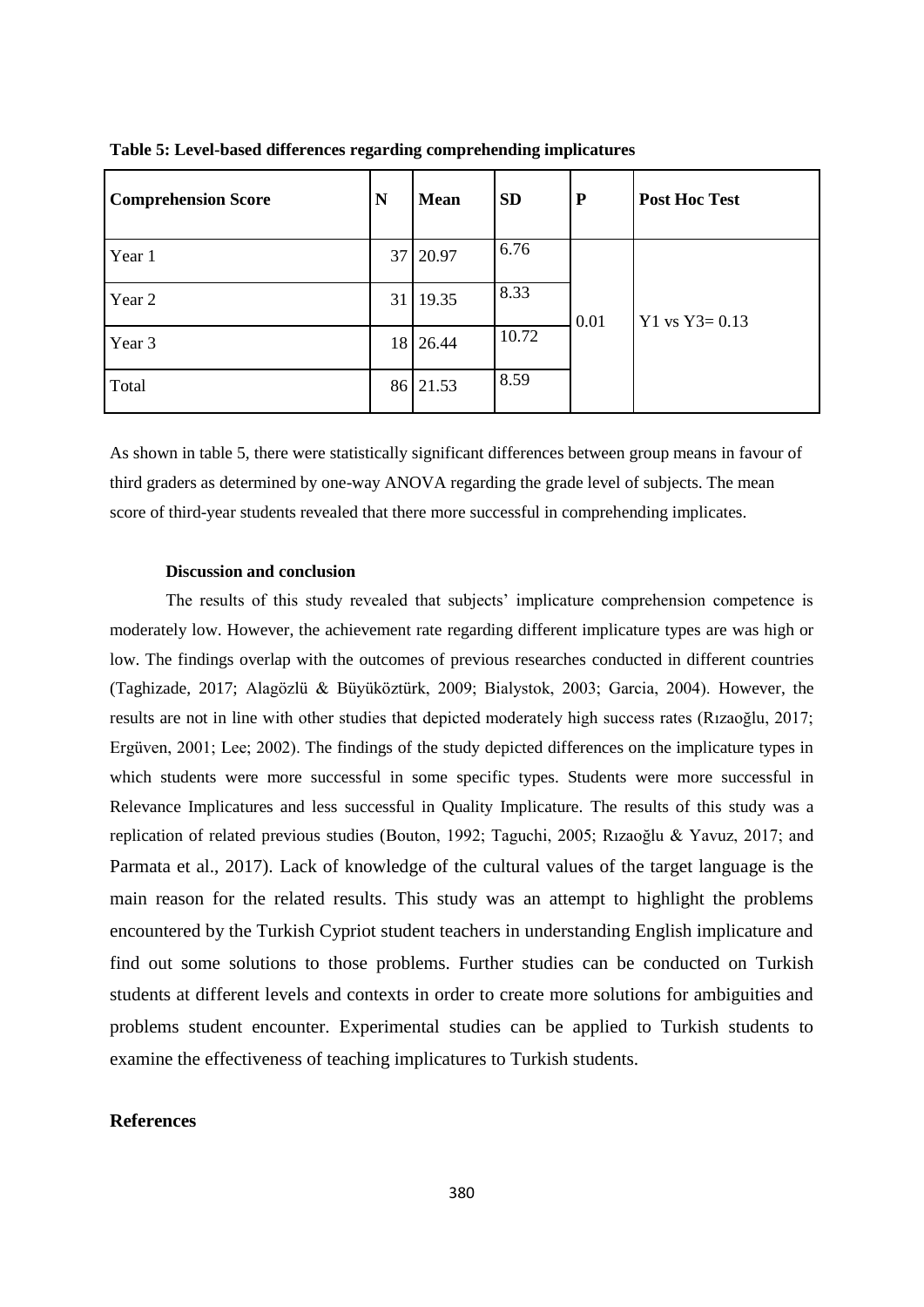**Table 5: Level-based differences regarding comprehending implicatures**

| Comprehension Score | N | Mean | SD | P | Post Hoc Test |
|---|---|---|---|---|---|
| Year 1 | 37 | 20.97 | 6.76 | 0.01 | Y1 vs Y3= 0.13 |
| Year 2 | 31 | 19.35 | 8.33 | | |
| Year 3 | 18 | 26.44 | 10.72 | | |
| Total | 86 | 21.53 | 8.59 | | |

As shown in table 5, there were statistically significant differences between group means in favour of third graders as determined by one-way ANOVA regarding the grade level of subjects. The mean score of third-year students revealed that there more successful in comprehending implicates.

**Discussion and conclusion**

The results of this study revealed that subjects' implicature comprehension competence is moderately low. However, the achievement rate regarding different implicature types are was high or low. The findings overlap with the outcomes of previous researches conducted in different countries (Taghizade, 2017; Alagözlü & Büyüköztürk, 2009; Bialystok, 2003; Garcia, 2004). However, the results are not in line with other studies that depicted moderately high success rates (Rızaoğlu, 2017; Ergüven, 2001; Lee; 2002). The findings of the study depicted differences on the implicature types in which students were more successful in some specific types. Students were more successful in Relevance Implicatures and less successful in Quality Implicature. The results of this study was a replication of related previous studies (Bouton, 1992; Taguchi, 2005; Rızaoğlu & Yavuz, 2017; and Parmata et al., 2017). Lack of knowledge of the cultural values of the target language is the main reason for the related results. This study was an attempt to highlight the problems encountered by the Turkish Cypriot student teachers in understanding English implicature and find out some solutions to those problems. Further studies can be conducted on Turkish students at different levels and contexts in order to create more solutions for ambiguities and problems student encounter. Experimental studies can be applied to Turkish students to examine the effectiveness of teaching implicatures to Turkish students.

## References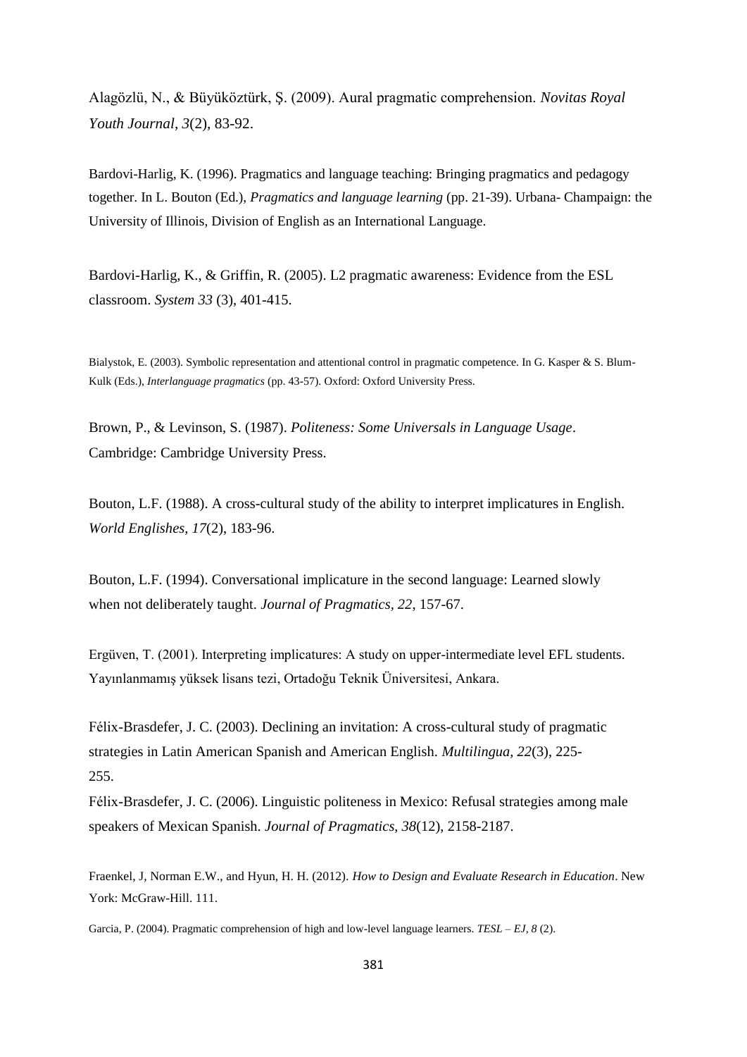Alagözlü, N., & Büyüköztürk, Ş. (2009). Aural pragmatic comprehension. *Novitas Royal Youth Journal*, *3*(2), 83-92.

Bardovi-Harlig, K. (1996). Pragmatics and language teaching: Bringing pragmatics and pedagogy together. In L. Bouton (Ed.), *Pragmatics and language learning* (pp. 21-39). Urbana- Champaign: the University of Illinois, Division of English as an International Language.

Bardovi-Harlig, K., & Griffin, R. (2005). L2 pragmatic awareness: Evidence from the ESL classroom. *System 33* (3), 401-415.

Bialystok, E. (2003). Symbolic representation and attentional control in pragmatic competence. In G. Kasper & S. Blum-Kulk (Eds.), *Interlanguage pragmatics* (pp. 43-57). Oxford: Oxford University Press.

Brown, P., & Levinson, S. (1987). *Politeness: Some Universals in Language Usage*. Cambridge: Cambridge University Press.

Bouton, L.F. (1988). A cross-cultural study of the ability to interpret implicatures in English. *World Englishes*, *17*(2), 183-96.

Bouton, L.F. (1994). Conversational implicature in the second language: Learned slowly when not deliberately taught. *Journal of Pragmatics, 22*, 157-67.

Ergüven, T. (2001). Interpreting implicatures: A study on upper-intermediate level EFL students. Yayınlanmamış yüksek lisans tezi, Ortadoğu Teknik Üniversitesi, Ankara.

Félix-Brasdefer, J. C. (2003). Declining an invitation: A cross-cultural study of pragmatic strategies in Latin American Spanish and American English. *Multilingua, 22*(3), 225-255.

Félix-Brasdefer, J. C. (2006). Linguistic politeness in Mexico: Refusal strategies among male speakers of Mexican Spanish. *Journal of Pragmatics, 38*(12), 2158-2187.

Fraenkel, J, Norman E.W., and Hyun, H. H. (2012). *How to Design and Evaluate Research in Education*. New York: McGraw-Hill. 111.

Garcia, P. (2004). Pragmatic comprehension of high and low-level language learners. *TESL – EJ, 8* (2).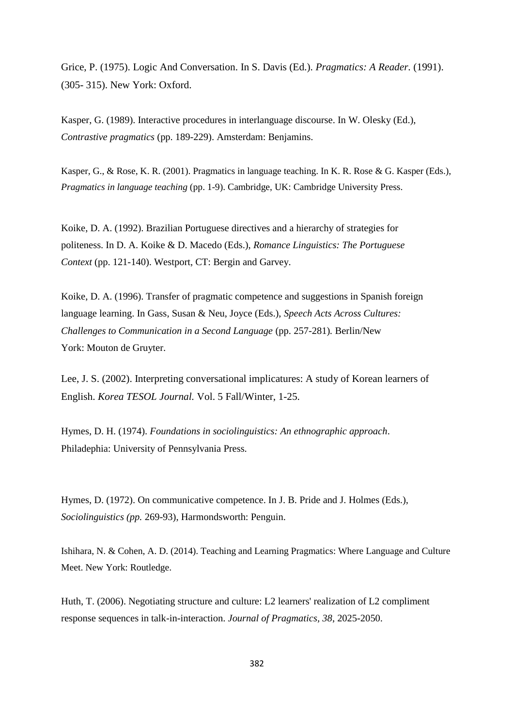Grice, P. (1975). Logic And Conversation. In S. Davis (Ed.). *Pragmatics: A Reader*. (1991). (305- 315). New York: Oxford.

Kasper, G. (1989). Interactive procedures in interlanguage discourse. In W. Olesky (Ed.), *Contrastive pragmatics* (pp. 189-229). Amsterdam: Benjamins.

Kasper, G., & Rose, K. R. (2001). Pragmatics in language teaching. In K. R. Rose & G. Kasper (Eds.), *Pragmatics in language teaching* (pp. 1-9). Cambridge, UK: Cambridge University Press.

Koike, D. A. (1992). Brazilian Portuguese directives and a hierarchy of strategies for politeness. In D. A. Koike & D. Macedo (Eds.), *Romance Linguistics: The Portuguese Context* (pp. 121-140). Westport, CT: Bergin and Garvey.

Koike, D. A. (1996). Transfer of pragmatic competence and suggestions in Spanish foreign language learning. In Gass, Susan & Neu, Joyce (Eds.), *Speech Acts Across Cultures: Challenges to Communication in a Second Language* (pp. 257-281). Berlin/New York: Mouton de Gruyter.

Lee, J. S. (2002). Interpreting conversational implicatures: A study of Korean learners of English. *Korea TESOL Journal.* Vol. 5 Fall/Winter, 1-25.

Hymes, D. H. (1974). *Foundations in sociolinguistics: An ethnographic approach*. Philadephia: University of Pennsylvania Press.

Hymes, D. (1972). On communicative competence. In J. B. Pride and J. Holmes (Eds.), *Sociolinguistics (pp.* 269-93), Harmondsworth: Penguin.

Ishihara, N. & Cohen, A. D. (2014). Teaching and Learning Pragmatics: Where Language and Culture Meet. New York: Routledge.

Huth, T. (2006). Negotiating structure and culture: L2 learners' realization of L2 compliment response sequences in talk-in-interaction. *Journal of Pragmatics, 38*, 2025-2050.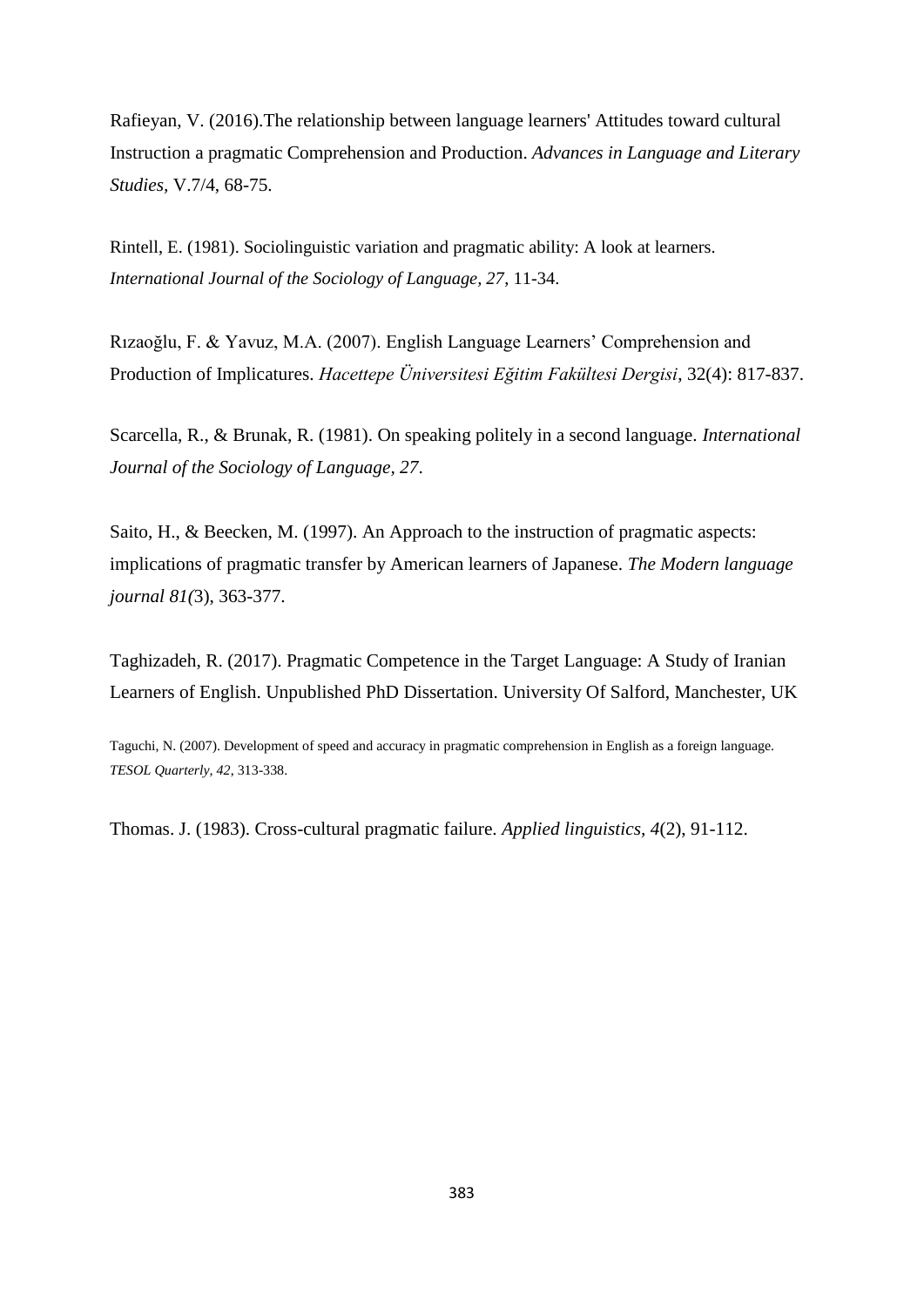Rafieyan, V. (2016).The relationship between language learners' Attitudes toward cultural Instruction a pragmatic Comprehension and Production. *Advances in Language and Literary Studies*, V.7/4, 68-75.

Rintell, E. (1981). Sociolinguistic variation and pragmatic ability: A look at learners. *International Journal of the Sociology of Language, 27*, 11-34.

Rızaoğlu, F. & Yavuz, M.A. (2007). English Language Learners' Comprehension and Production of Implicatures. *Hacettepe Üniversitesi Eğitim Fakültesi Dergisi*, 32(4): 817-837.

Scarcella, R., & Brunak, R. (1981). On speaking politely in a second language. *International Journal of the Sociology of Language, 27*.

Saito, H., & Beecken, M. (1997). An Approach to the instruction of pragmatic aspects: implications of pragmatic transfer by American learners of Japanese. *The Modern language journal 81(*3), 363-377.

Taghizadeh, R. (2017). Pragmatic Competence in the Target Language: A Study of Iranian Learners of English. Unpublished PhD Dissertation. University Of Salford, Manchester, UK

Taguchi, N. (2007). Development of speed and accuracy in pragmatic comprehension in English as a foreign language. *TESOL Quarterly, 42*, 313-338.

Thomas. J. (1983). Cross-cultural pragmatic failure. *Applied linguistics, 4*(2), 91-112.